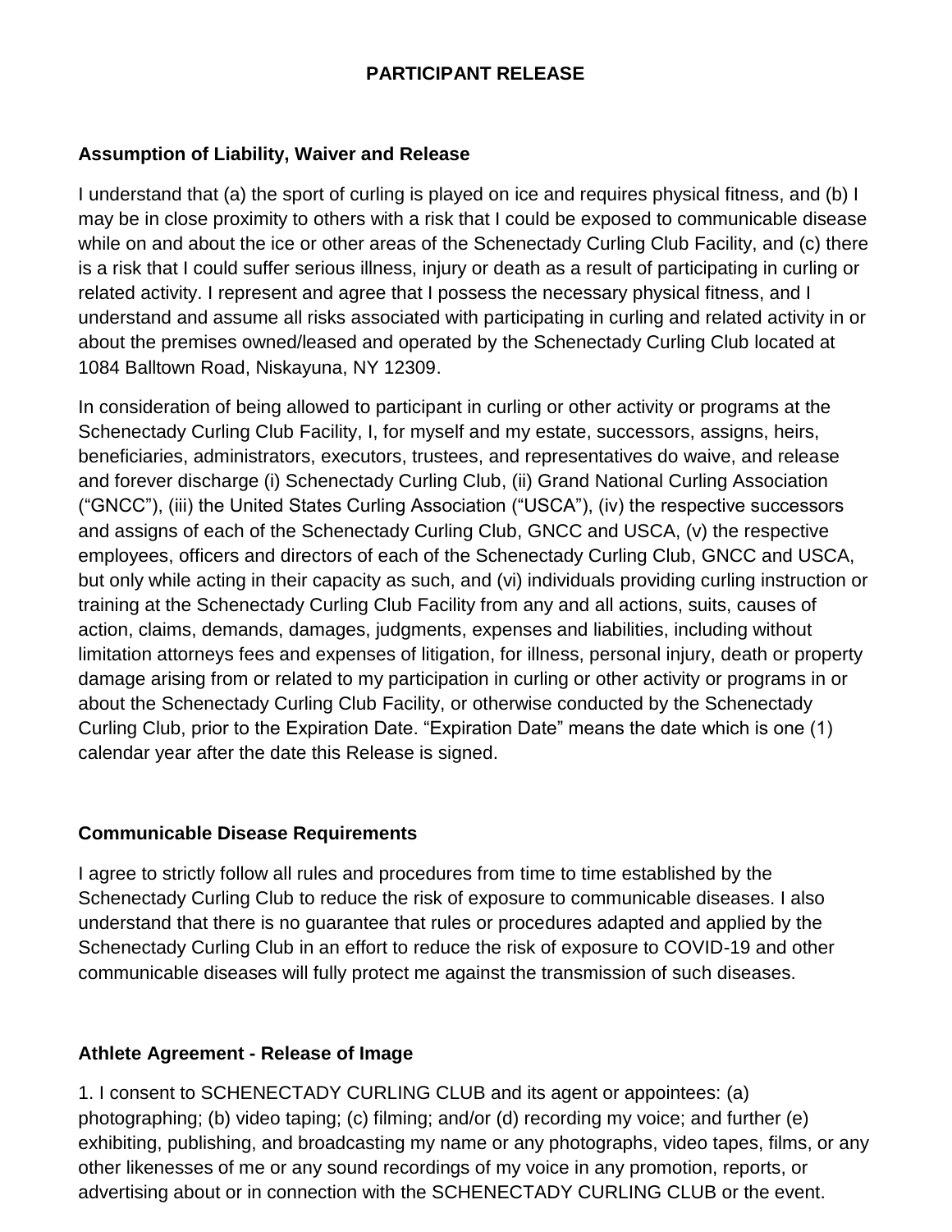# PARTICIPANT RELEASE

## Assumption of Liability, Waiver and Release

I understand that (a) the sport of curling is played on ice and requires physical fitness, and (b) I may be in close proximity to others with a risk that I could be exposed to communicable disease while on and about the ice or other areas of the Schenectady Curling Club Facility, and (c) there is a risk that I could suffer serious illness, injury or death as a result of participating in curling or related activity. I represent and agree that I possess the necessary physical fitness, and I understand and assume all risks associated with participating in curling and related activity in or about the premises owned/leased and operated by the Schenectady Curling Club located at 1084 Balltown Road, Niskayuna, NY 12309.

In consideration of being allowed to participant in curling or other activity or programs at the Schenectady Curling Club Facility, I, for myself and my estate, successors, assigns, heirs, beneficiaries, administrators, executors, trustees, and representatives do waive, and release and forever discharge (i) Schenectady Curling Club, (ii) Grand National Curling Association ("GNCC"), (iii) the United States Curling Association ("USCA"), (iv) the respective successors and assigns of each of the Schenectady Curling Club, GNCC and USCA, (v) the respective employees, officers and directors of each of the Schenectady Curling Club, GNCC and USCA, but only while acting in their capacity as such, and (vi) individuals providing curling instruction or training at the Schenectady Curling Club Facility from any and all actions, suits, causes of action, claims, demands, damages, judgments, expenses and liabilities, including without limitation attorneys fees and expenses of litigation, for illness, personal injury, death or property damage arising from or related to my participation in curling or other activity or programs in or about the Schenectady Curling Club Facility, or otherwise conducted by the Schenectady Curling Club, prior to the Expiration Date. "Expiration Date" means the date which is one (1) calendar year after the date this Release is signed.

## Communicable Disease Requirements

I agree to strictly follow all rules and procedures from time to time established by the Schenectady Curling Club to reduce the risk of exposure to communicable diseases. I also understand that there is no guarantee that rules or procedures adapted and applied by the Schenectady Curling Club in an effort to reduce the risk of exposure to COVID-19 and other communicable diseases will fully protect me against the transmission of such diseases.

## Athlete Agreement - Release of Image

1. I consent to SCHENECTADY CURLING CLUB and its agent or appointees: (a) photographing; (b) video taping; (c) filming; and/or (d) recording my voice; and further (e) exhibiting, publishing, and broadcasting my name or any photographs, video tapes, films, or any other likenesses of me or any sound recordings of my voice in any promotion, reports, or advertising about or in connection with the SCHENECTADY CURLING CLUB or the event.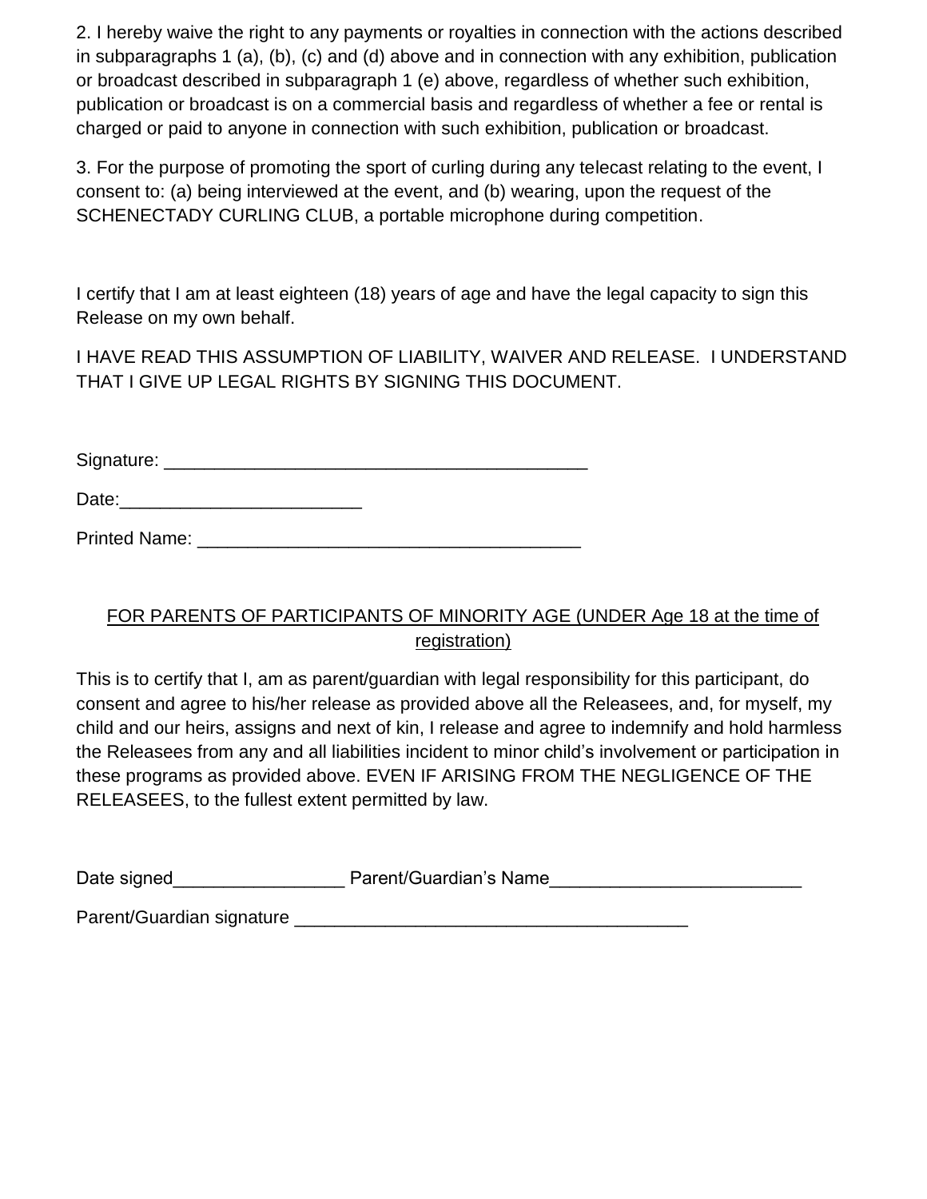2. I hereby waive the right to any payments or royalties in connection with the actions described in subparagraphs 1 (a), (b), (c) and (d) above and in connection with any exhibition, publication or broadcast described in subparagraph 1 (e) above, regardless of whether such exhibition, publication or broadcast is on a commercial basis and regardless of whether a fee or rental is charged or paid to anyone in connection with such exhibition, publication or broadcast.

3. For the purpose of promoting the sport of curling during any telecast relating to the event, I consent to: (a) being interviewed at the event, and (b) wearing, upon the request of the SCHENECTADY CURLING CLUB, a portable microphone during competition.

I certify that I am at least eighteen (18) years of age and have the legal capacity to sign this Release on my own behalf.

I HAVE READ THIS ASSUMPTION OF LIABILITY, WAIVER AND RELEASE. I UNDERSTAND THAT I GIVE UP LEGAL RIGHTS BY SIGNING THIS DOCUMENT.

Signature: ___________________________________________

Date:_________________________

Printed Name: _______________________________________

FOR PARENTS OF PARTICIPANTS OF MINORITY AGE (UNDER Age 18 at the time of registration)

This is to certify that I, am as parent/guardian with legal responsibility for this participant, do consent and agree to his/her release as provided above all the Releasees, and, for myself, my child and our heirs, assigns and next of kin, I release and agree to indemnify and hold harmless the Releasees from any and all liabilities incident to minor child's involvement or participation in these programs as provided above. EVEN IF ARISING FROM THE NEGLIGENCE OF THE RELEASEES, to the fullest extent permitted by law.

Date signed_________________ Parent/Guardian's Name_________________________

Parent/Guardian signature ________________________________________